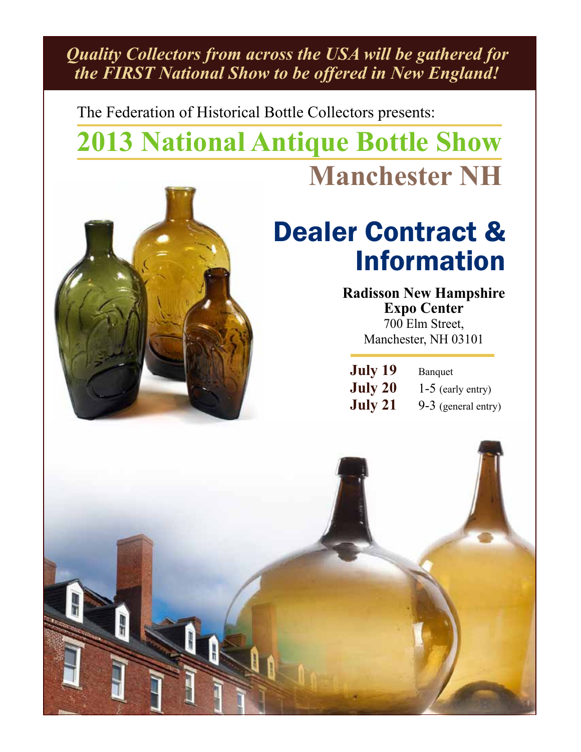*Quality Collectors from across the USA will be gathered for the FIRST National Show to be offered in New England!*

The Federation of Historical Bottle Collectors presents:

# 2013 National Antique Bottle Show

## Manchester NH

# Dealer Contract & Information

**Radisson New Hampshire Expo Center**
700 Elm Street,
Manchester, NH 03101

| | |
|---|---|
| **July 19** | Banquet |
| **July 20** | 1-5 (early entry) |
| **July 21** | 9-3 (general entry) |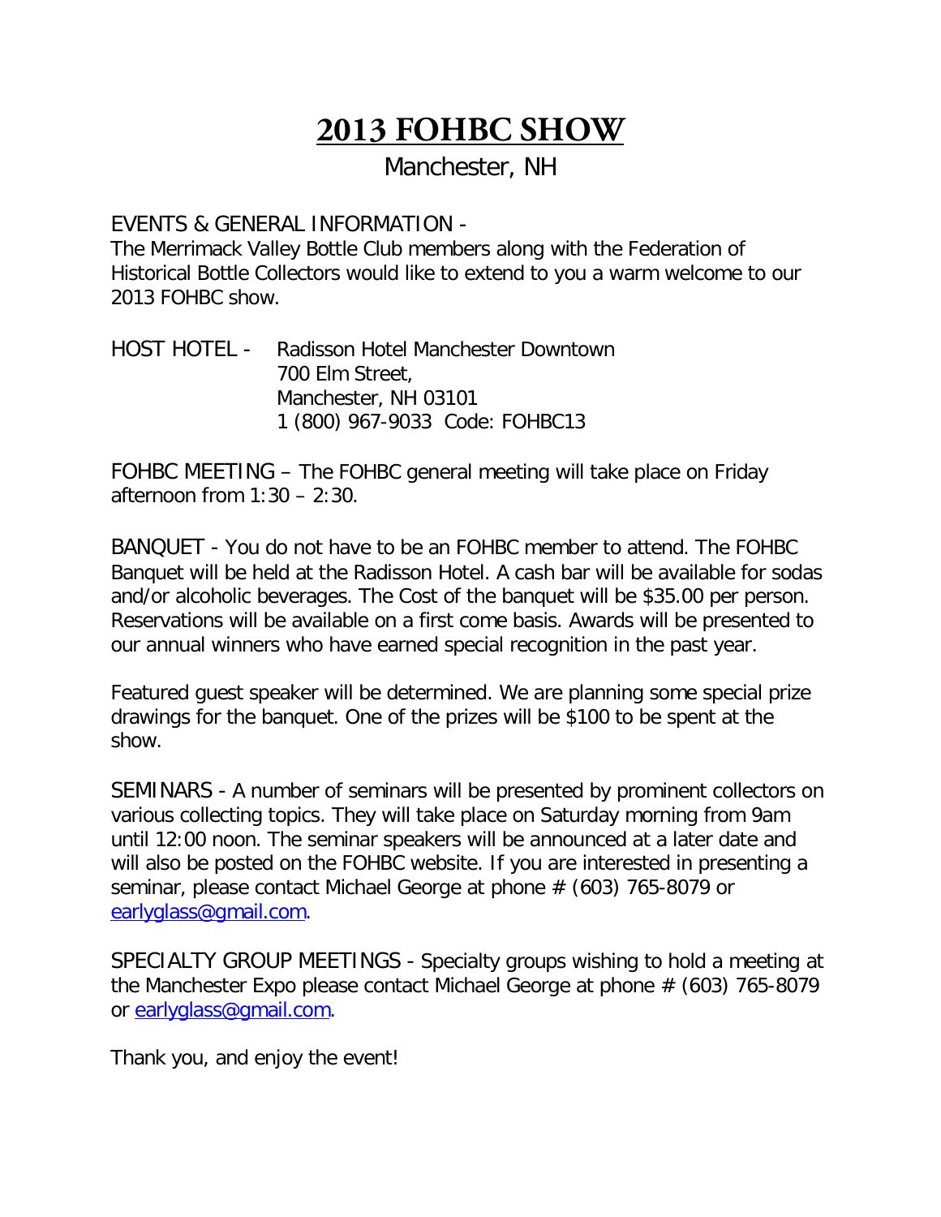# 2013 FOHBC SHOW

## Manchester, NH

EVENTS & GENERAL INFORMATION -
The Merrimack Valley Bottle Club members along with the Federation of Historical Bottle Collectors would like to extend to you a warm welcome to our 2013 FOHBC show.

HOST HOTEL - Radisson Hotel Manchester Downtown
700 Elm Street,
Manchester, NH 03101
1 (800) 967-9033 Code: FOHBC13

FOHBC MEETING – The FOHBC general meeting will take place on Friday afternoon from 1:30 – 2:30.

BANQUET - You do not have to be an FOHBC member to attend. The FOHBC Banquet will be held at the Radisson Hotel. A cash bar will be available for sodas and/or alcoholic beverages. The Cost of the banquet will be $35.00 per person. Reservations will be available on a first come basis. Awards will be presented to our annual winners who have earned special recognition in the past year.

Featured guest speaker will be determined. We are planning some special prize drawings for the banquet. One of the prizes will be $100 to be spent at the show.

SEMINARS - A number of seminars will be presented by prominent collectors on various collecting topics. They will take place on Saturday morning from 9am until 12:00 noon. The seminar speakers will be announced at a later date and will also be posted on the FOHBC website. If you are interested in presenting a seminar, please contact Michael George at phone # (603) 765-8079 or earlyglass@gmail.com.

SPECIALTY GROUP MEETINGS - Specialty groups wishing to hold a meeting at the Manchester Expo please contact Michael George at phone # (603) 765-8079 or earlyglass@gmail.com.

Thank you, and enjoy the event!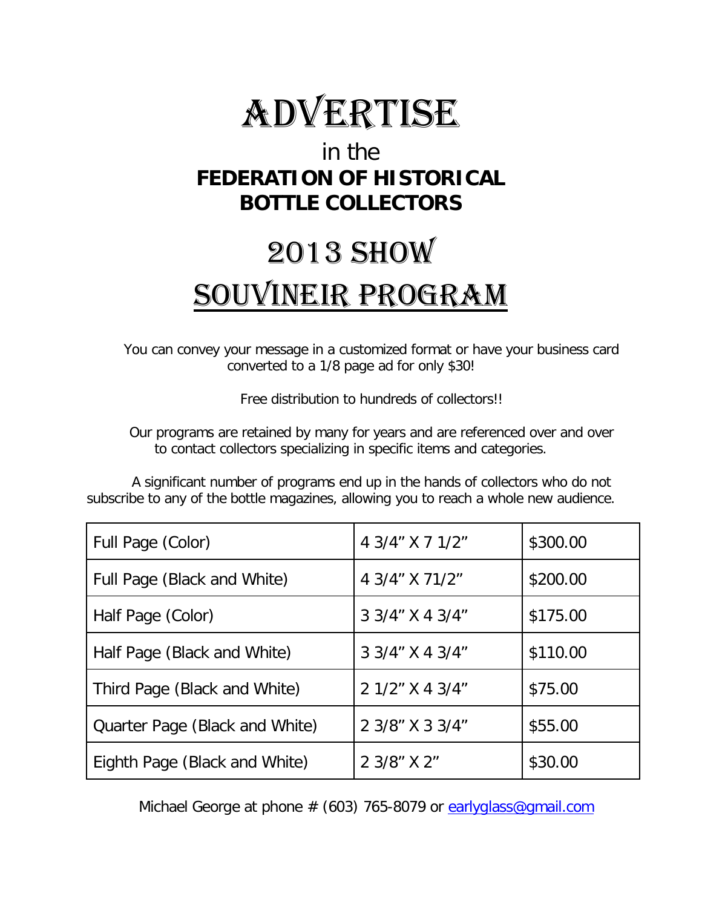# ADVERTISE

## in the
## FEDERATION OF HISTORICAL BOTTLE COLLECTORS

# 2013 SHOW
# SOUVINEIR PROGRAM

You can convey your message in a customized format or have your business card converted to a 1/8 page ad for only $30!

Free distribution to hundreds of collectors!!

Our programs are retained by many for years and are referenced over and over to contact collectors specializing in specific items and categories.

A significant number of programs end up in the hands of collectors who do not subscribe to any of the bottle magazines, allowing you to reach a whole new audience.

| | | |
|---|---|---|
| Full Page (Color) | 4 3/4" X 7 1/2" | $300.00 |
| Full Page (Black and White) | 4 3/4" X 71/2" | $200.00 |
| Half Page (Color) | 3 3/4" X 4 3/4" | $175.00 |
| Half Page (Black and White) | 3 3/4" X 4 3/4" | $110.00 |
| Third Page (Black and White) | 2 1/2" X 4 3/4" | $75.00 |
| Quarter Page (Black and White) | 2 3/8" X 3 3/4" | $55.00 |
| Eighth Page (Black and White) | 2 3/8" X 2" | $30.00 |

Michael George at phone # (603) 765-8079 or earlyglass@gmail.com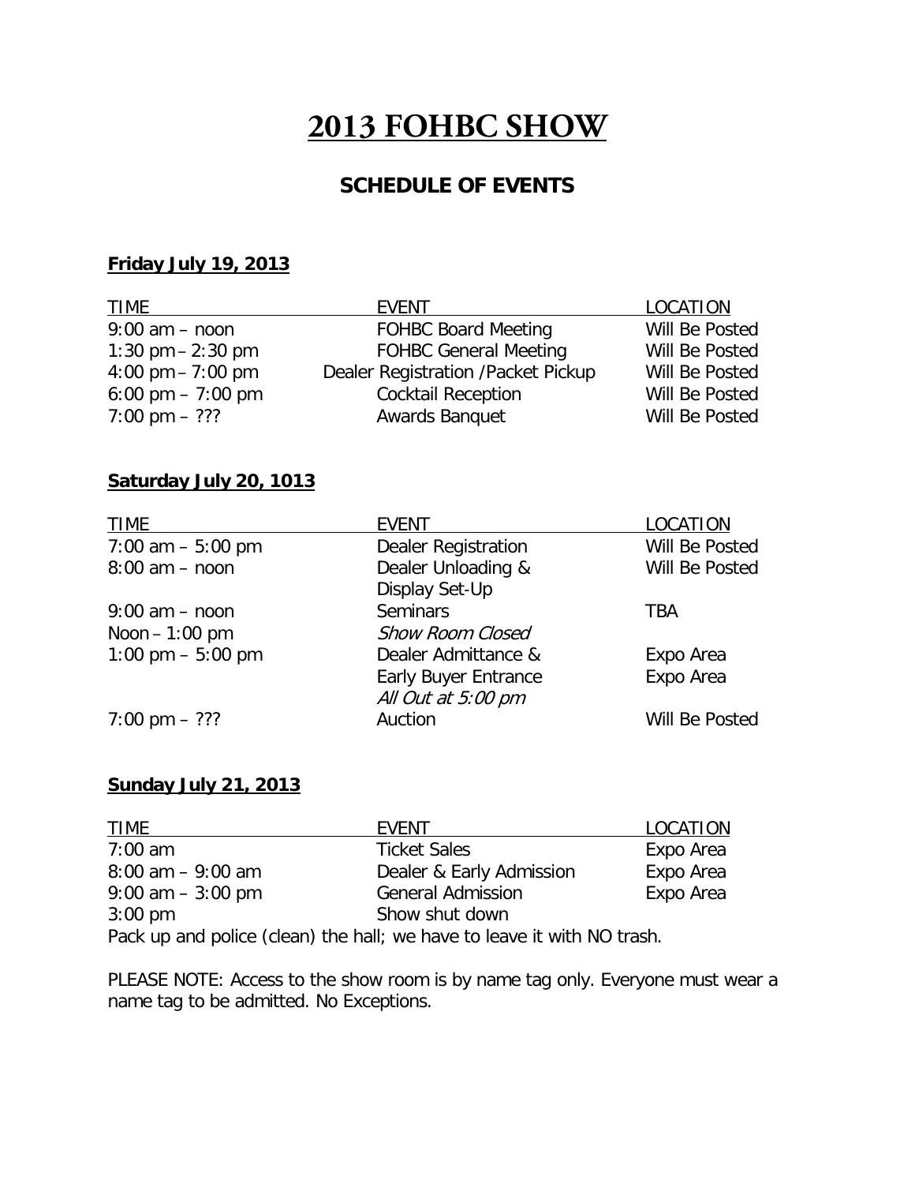# 2013 FOHBC SHOW

## SCHEDULE OF EVENTS

**Friday July 19, 2013**

| TIME | EVENT | LOCATION |
|---|---|---|
| 9:00 am – noon | FOHBC Board Meeting | Will Be Posted |
| 1:30 pm – 2:30 pm | FOHBC General Meeting | Will Be Posted |
| 4:00 pm – 7:00 pm | Dealer Registration /Packet Pickup | Will Be Posted |
| 6:00 pm – 7:00 pm | Cocktail Reception | Will Be Posted |
| 7:00 pm – ??? | Awards Banquet | Will Be Posted |

**Saturday July 20, 1013**

| TIME | EVENT | LOCATION |
|---|---|---|
| 7:00 am – 5:00 pm | Dealer Registration | Will Be Posted |
| 8:00 am – noon | Dealer Unloading & Display Set-Up | Will Be Posted |
| 9:00 am – noon | Seminars | TBA |
| Noon – 1:00 pm | *Show Room Closed* | |
| 1:00 pm – 5:00 pm | Dealer Admittance & | Expo Area |
| | Early Buyer Entrance | Expo Area |
| | *All Out at 5:00 pm* | |
| 7:00 pm – ??? | Auction | Will Be Posted |

**Sunday July 21, 2013**

| TIME | EVENT | LOCATION |
|---|---|---|
| 7:00 am | Ticket Sales | Expo Area |
| 8:00 am – 9:00 am | Dealer & Early Admission | Expo Area |
| 9:00 am – 3:00 pm | General Admission | Expo Area |
| 3:00 pm | Show shut down | |

Pack up and police (clean) the hall; we have to leave it with NO trash.

PLEASE NOTE: Access to the show room is by name tag only. Everyone must wear a name tag to be admitted. No Exceptions.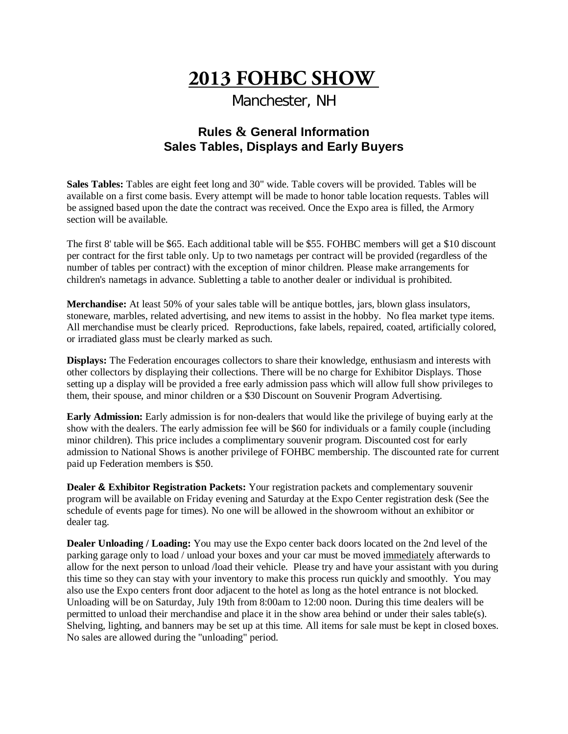# 2013 FOHBC SHOW

## Manchester, NH

### Rules & General Information
### Sales Tables, Displays and Early Buyers

**Sales Tables:** Tables are eight feet long and 30" wide. Table covers will be provided. Tables will be available on a first come basis. Every attempt will be made to honor table location requests. Tables will be assigned based upon the date the contract was received. Once the Expo area is filled, the Armory section will be available.

The first 8' table will be $65. Each additional table will be $55. FOHBC members will get a $10 discount per contract for the first table only. Up to two nametags per contract will be provided (regardless of the number of tables per contract) with the exception of minor children. Please make arrangements for children's nametags in advance. Subletting a table to another dealer or individual is prohibited.

**Merchandise:** At least 50% of your sales table will be antique bottles, jars, blown glass insulators, stoneware, marbles, related advertising, and new items to assist in the hobby. No flea market type items. All merchandise must be clearly priced. Reproductions, fake labels, repaired, coated, artificially colored, or irradiated glass must be clearly marked as such.

**Displays:** The Federation encourages collectors to share their knowledge, enthusiasm and interests with other collectors by displaying their collections. There will be no charge for Exhibitor Displays. Those setting up a display will be provided a free early admission pass which will allow full show privileges to them, their spouse, and minor children or a $30 Discount on Souvenir Program Advertising.

**Early Admission:** Early admission is for non-dealers that would like the privilege of buying early at the show with the dealers. The early admission fee will be $60 for individuals or a family couple (including minor children). This price includes a complimentary souvenir program. Discounted cost for early admission to National Shows is another privilege of FOHBC membership. The discounted rate for current paid up Federation members is $50.

**Dealer & Exhibitor Registration Packets:** Your registration packets and complementary souvenir program will be available on Friday evening and Saturday at the Expo Center registration desk (See the schedule of events page for times). No one will be allowed in the showroom without an exhibitor or dealer tag.

**Dealer Unloading / Loading:** You may use the Expo center back doors located on the 2nd level of the parking garage only to load / unload your boxes and your car must be moved <u>immediately</u> afterwards to allow for the next person to unload /load their vehicle. Please try and have your assistant with you during this time so they can stay with your inventory to make this process run quickly and smoothly. You may also use the Expo centers front door adjacent to the hotel as long as the hotel entrance is not blocked. Unloading will be on Saturday, July 19th from 8:00am to 12:00 noon. During this time dealers will be permitted to unload their merchandise and place it in the show area behind or under their sales table(s). Shelving, lighting, and banners may be set up at this time. All items for sale must be kept in closed boxes. No sales are allowed during the "unloading" period.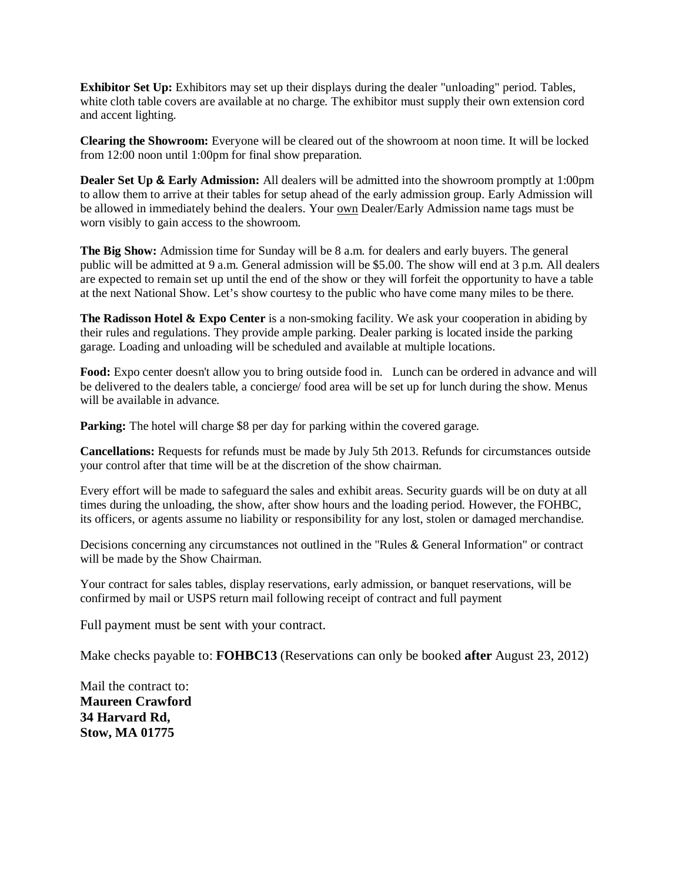**Exhibitor Set Up:** Exhibitors may set up their displays during the dealer "unloading" period. Tables, white cloth table covers are available at no charge. The exhibitor must supply their own extension cord and accent lighting.

**Clearing the Showroom:** Everyone will be cleared out of the showroom at noon time. It will be locked from 12:00 noon until 1:00pm for final show preparation.

**Dealer Set Up & Early Admission:** All dealers will be admitted into the showroom promptly at 1:00pm to allow them to arrive at their tables for setup ahead of the early admission group. Early Admission will be allowed in immediately behind the dealers. Your <u>own</u> Dealer/Early Admission name tags must be worn visibly to gain access to the showroom.

**The Big Show:** Admission time for Sunday will be 8 a.m. for dealers and early buyers. The general public will be admitted at 9 a.m. General admission will be $5.00. The show will end at 3 p.m. All dealers are expected to remain set up until the end of the show or they will forfeit the opportunity to have a table at the next National Show. Let's show courtesy to the public who have come many miles to be there.

**The Radisson Hotel & Expo Center** is a non-smoking facility. We ask your cooperation in abiding by their rules and regulations. They provide ample parking. Dealer parking is located inside the parking garage. Loading and unloading will be scheduled and available at multiple locations.

**Food:** Expo center doesn't allow you to bring outside food in. Lunch can be ordered in advance and will be delivered to the dealers table, a concierge/ food area will be set up for lunch during the show. Menus will be available in advance.

**Parking:** The hotel will charge $8 per day for parking within the covered garage.

**Cancellations:** Requests for refunds must be made by July 5th 2013. Refunds for circumstances outside your control after that time will be at the discretion of the show chairman.

Every effort will be made to safeguard the sales and exhibit areas. Security guards will be on duty at all times during the unloading, the show, after show hours and the loading period. However, the FOHBC, its officers, or agents assume no liability or responsibility for any lost, stolen or damaged merchandise.

Decisions concerning any circumstances not outlined in the "Rules & General Information" or contract will be made by the Show Chairman.

Your contract for sales tables, display reservations, early admission, or banquet reservations, will be confirmed by mail or USPS return mail following receipt of contract and full payment

Full payment must be sent with your contract.

Make checks payable to: **FOHBC13** (Reservations can only be booked **after** August 23, 2012)

Mail the contract to:
**Maureen Crawford**
**34 Harvard Rd,**
**Stow, MA 01775**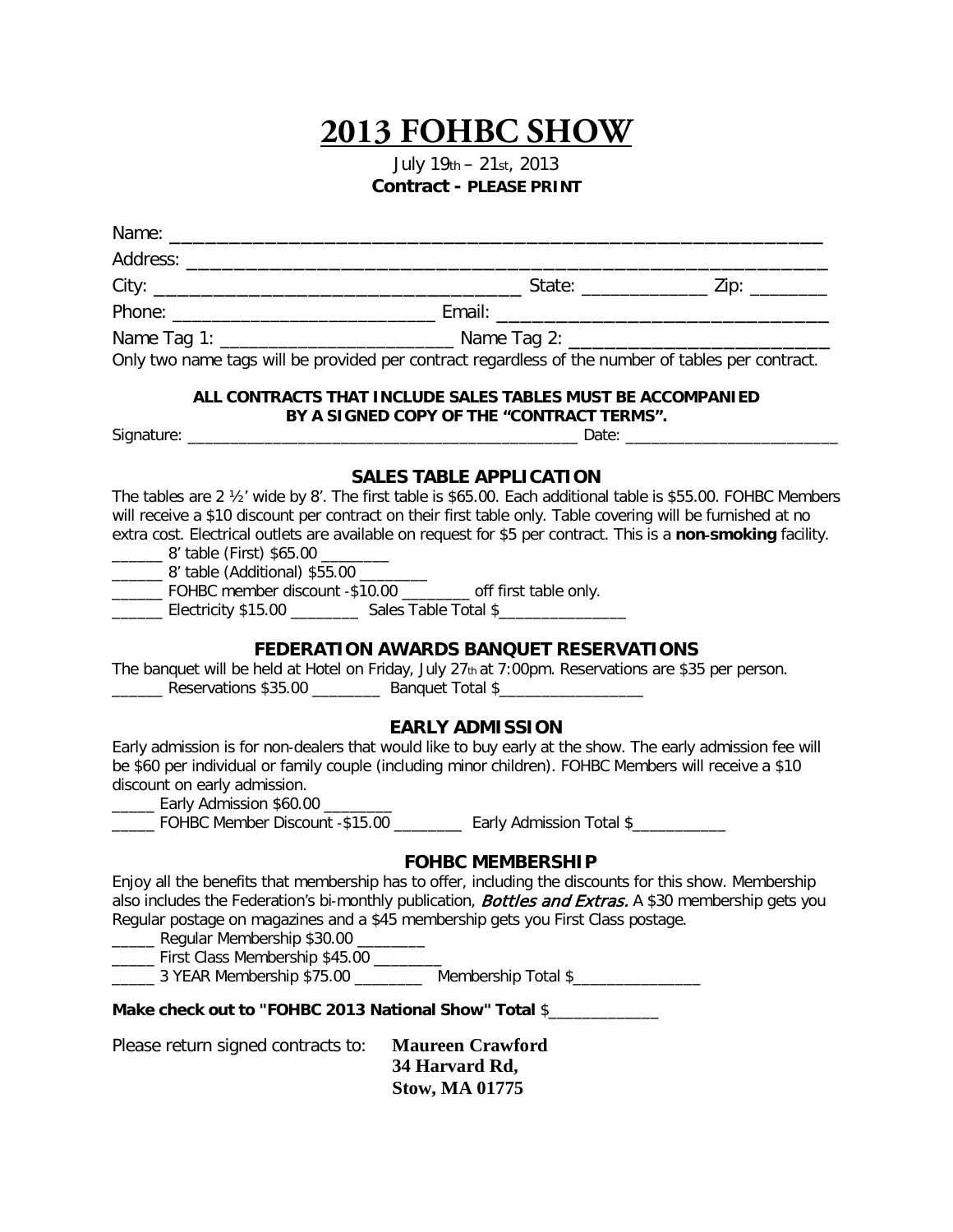# 2013 FOHBC SHOW

July 19th – 21st, 2013

**Contract - PLEASE PRINT**

Name: ___________________________________________________________________

Address: _________________________________________________________________

City: ____________________________________ State: _____________ Zip: ________

Phone: ___________________________ Email: __________________________________

Name Tag 1: ________________________ Name Tag 2: __________________________

Only two name tags will be provided per contract regardless of the number of tables per contract.

**ALL CONTRACTS THAT INCLUDE SALES TABLES MUST BE ACCOMPANIED BY A SIGNED COPY OF THE "CONTRACT TERMS".**

Signature: ______________________________________________ Date: _________________________

### SALES TABLE APPLICATION

The tables are 2 ½' wide by 8'. The first table is $65.00. Each additional table is $55.00. FOHBC Members will receive a $10 discount per contract on their first table only. Table covering will be furnished at no extra cost. Electrical outlets are available on request for $5 per contract. This is a **non-smoking** facility.

______ 8' table (First) $65.00 ________

______ 8' table (Additional) $55.00 ________

______ FOHBC member discount -$10.00 ________ off first table only.

______ Electricity $15.00 ________ Sales Table Total $_______________

### FEDERATION AWARDS BANQUET RESERVATIONS

The banquet will be held at Hotel on Friday, July 27th at 7:00pm. Reservations are $35 per person.

______ Reservations $35.00 ________ Banquet Total $_________________

### EARLY ADMISSION

Early admission is for non-dealers that would like to buy early at the show. The early admission fee will be $60 per individual or family couple (including minor children). FOHBC Members will receive a $10 discount on early admission.

_____ Early Admission $60.00 ________

_____ FOHBC Member Discount -$15.00 ________ Early Admission Total $___________

### FOHBC MEMBERSHIP

Enjoy all the benefits that membership has to offer, including the discounts for this show. Membership also includes the Federation's bi-monthly publication, *Bottles and Extras.* A $30 membership gets you Regular postage on magazines and a $45 membership gets you First Class postage.

_____ Regular Membership $30.00 ________

_____ First Class Membership $45.00 ________

_____ 3 YEAR Membership $75.00 ________ Membership Total $_______________

**Make check out to "FOHBC 2013 National Show" Total** $_____________

Please return signed contracts to:

**Maureen Crawford**
**34 Harvard Rd,**
**Stow, MA 01775**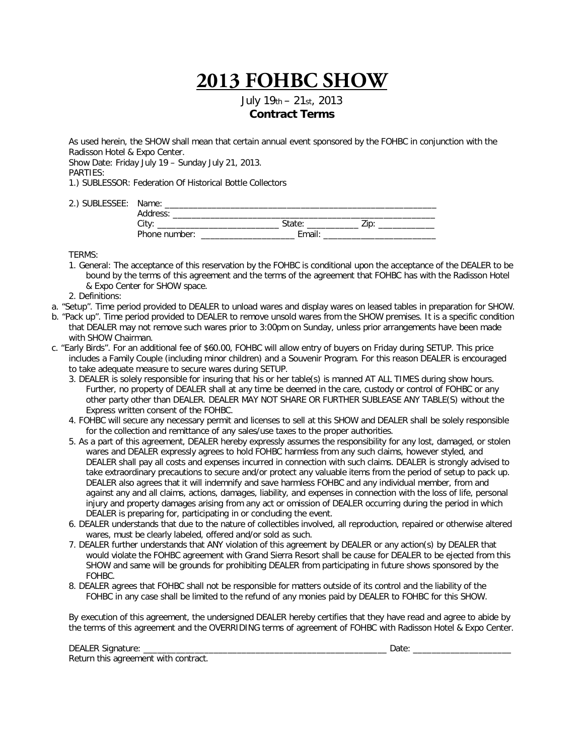# 2013 FOHBC SHOW

July 19th – 21st, 2013

**Contract Terms**

As used herein, the SHOW shall mean that certain annual event sponsored by the FOHBC in conjunction with the Radisson Hotel & Expo Center.

Show Date: Friday July 19 – Sunday July 21, 2013.

PARTIES:

1.) SUBLESSOR: Federation Of Historical Bottle Collectors

2.) SUBLESSEE: Name: ___________________________________________________________

Address: ________________________________________________________

City: __________________________ State: ___________ Zip: ____________

Phone number: ____________________ Email: ________________________

TERMS:

1. General: The acceptance of this reservation by the FOHBC is conditional upon the acceptance of the DEALER to be bound by the terms of this agreement and the terms of the agreement that FOHBC has with the Radisson Hotel & Expo Center for SHOW space.
2. Definitions:

a. "Setup". Time period provided to DEALER to unload wares and display wares on leased tables in preparation for SHOW.

b. "Pack up". Time period provided to DEALER to remove unsold wares from the SHOW premises. It is a specific condition that DEALER may not remove such wares prior to 3:00pm on Sunday, unless prior arrangements have been made with SHOW Chairman.

c. "Early Birds". For an additional fee of $60.00, FOHBC will allow entry of buyers on Friday during SETUP. This price includes a Family Couple (including minor children) and a Souvenir Program. For this reason DEALER is encouraged to take adequate measure to secure wares during SETUP.

3. DEALER is solely responsible for insuring that his or her table(s) is manned AT ALL TIMES during show hours. Further, no property of DEALER shall at any time be deemed in the care, custody or control of FOHBC or any other party other than DEALER. DEALER MAY NOT SHARE OR FURTHER SUBLEASE ANY TABLE(S) without the Express written consent of the FOHBC.
4. FOHBC will secure any necessary permit and licenses to sell at this SHOW and DEALER shall be solely responsible for the collection and remittance of any sales/use taxes to the proper authorities.
5. As a part of this agreement, DEALER hereby expressly assumes the responsibility for any lost, damaged, or stolen wares and DEALER expressly agrees to hold FOHBC harmless from any such claims, however styled, and DEALER shall pay all costs and expenses incurred in connection with such claims. DEALER is strongly advised to take extraordinary precautions to secure and/or protect any valuable items from the period of setup to pack up. DEALER also agrees that it will indemnify and save harmless FOHBC and any individual member, from and against any and all claims, actions, damages, liability, and expenses in connection with the loss of life, personal injury and property damages arising from any act or omission of DEALER occurring during the period in which DEALER is preparing for, participating in or concluding the event.
6. DEALER understands that due to the nature of collectibles involved, all reproduction, repaired or otherwise altered wares, must be clearly labeled, offered and/or sold as such.
7. DEALER further understands that ANY violation of this agreement by DEALER or any action(s) by DEALER that would violate the FOHBC agreement with Grand Sierra Resort shall be cause for DEALER to be ejected from this SHOW and same will be grounds for prohibiting DEALER from participating in future shows sponsored by the FOHBC.
8. DEALER agrees that FOHBC shall not be responsible for matters outside of its control and the liability of the FOHBC in any case shall be limited to the refund of any monies paid by DEALER to FOHBC for this SHOW.

By execution of this agreement, the undersigned DEALER hereby certifies that they have read and agree to abide by the terms of this agreement and the OVERRIDING terms of agreement of FOHBC with Radisson Hotel & Expo Center.

DEALER Signature: _______________________________________________________ Date: _____________________

Return this agreement with contract.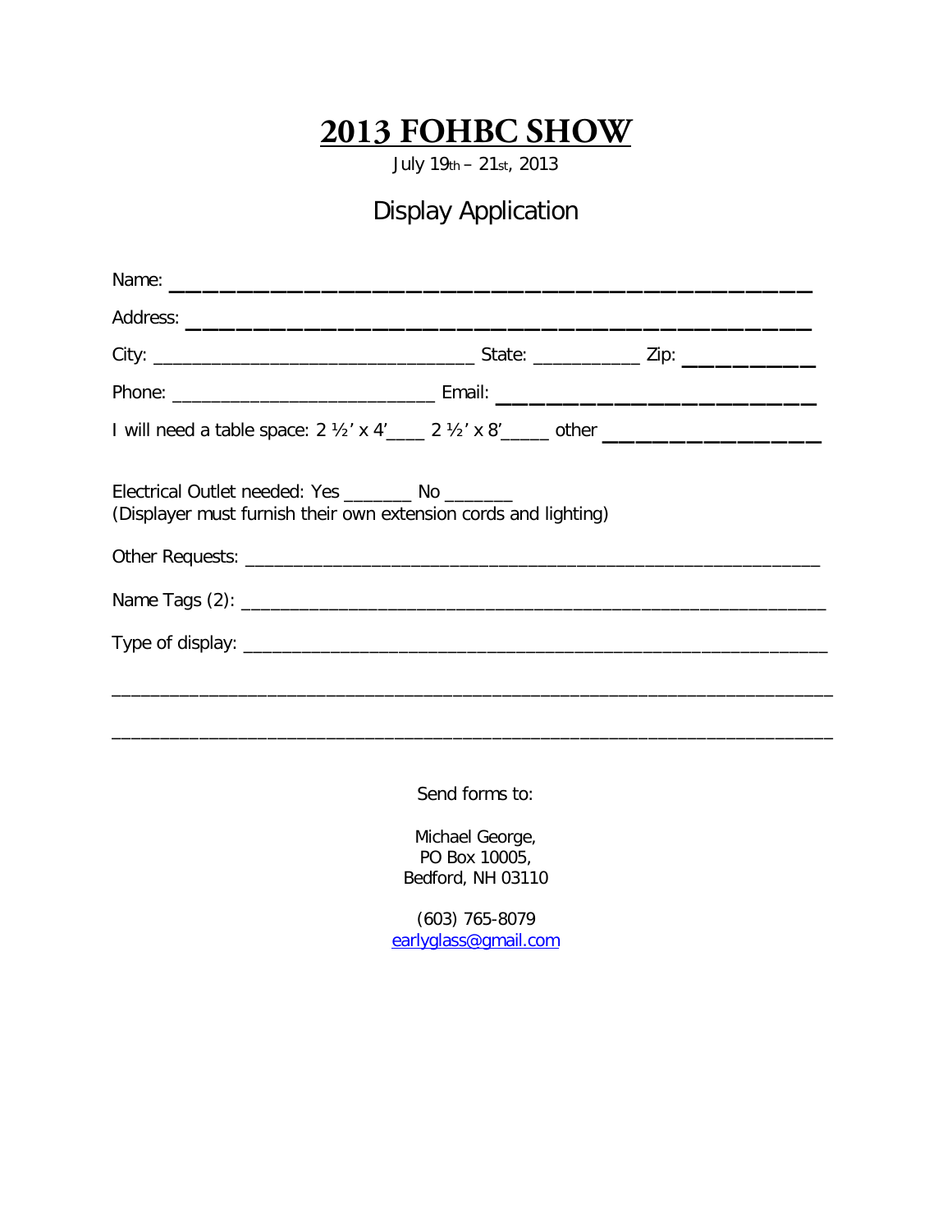# 2013 FOHBC SHOW

July 19th – 21st, 2013

## Display Application

Name: ______________________________________________

Address: ____________________________________________

City: _________________________________ State: ___________ Zip: __________

Phone: ___________________________ Email: ________________________

I will need a table space: 2 ½' x 4'____ 2 ½' x 8'_____ other ________________

Electrical Outlet needed: Yes _______ No _______
(Displayer must furnish their own extension cords and lighting)

Other Requests: ____________________________________________________________

Name Tags (2): _____________________________________________________________

Type of display: ____________________________________________________________

___________________________________________________________________________

___________________________________________________________________________

Send forms to:

Michael George,
PO Box 10005,
Bedford, NH 03110

(603) 765-8079
earlyglass@gmail.com